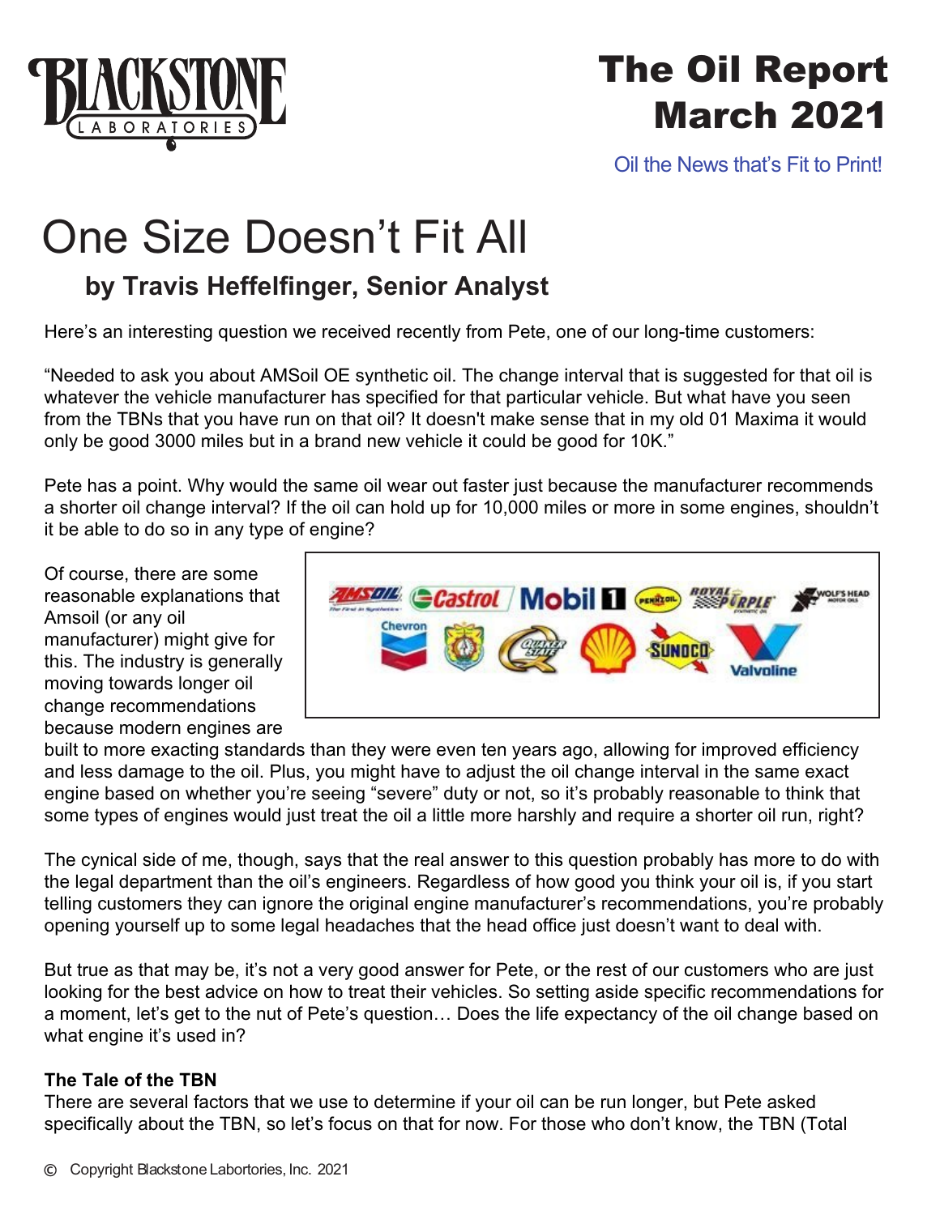# The Oil Report
# March 2021

Oil the News that's Fit to Print!

# One Size Doesn't Fit All

## by Travis Heffelfinger, Senior Analyst

Here's an interesting question we received recently from Pete, one of our long-time customers:

"Needed to ask you about AMSoil OE synthetic oil. The change interval that is suggested for that oil is whatever the vehicle manufacturer has specified for that particular vehicle. But what have you seen from the TBNs that you have run on that oil? It doesn't make sense that in my old 01 Maxima it would only be good 3000 miles but in a brand new vehicle it could be good for 10K."

Pete has a point. Why would the same oil wear out faster just because the manufacturer recommends a shorter oil change interval? If the oil can hold up for 10,000 miles or more in some engines, shouldn't it be able to do so in any type of engine?

Of course, there are some reasonable explanations that Amsoil (or any oil manufacturer) might give for this. The industry is generally moving towards longer oil change recommendations because modern engines are built to more exacting standards than they were even ten years ago, allowing for improved efficiency and less damage to the oil. Plus, you might have to adjust the oil change interval in the same exact engine based on whether you're seeing "severe" duty or not, so it's probably reasonable to think that some types of engines would just treat the oil a little more harshly and require a shorter oil run, right?

The cynical side of me, though, says that the real answer to this question probably has more to do with the legal department than the oil's engineers. Regardless of how good you think your oil is, if you start telling customers they can ignore the original engine manufacturer's recommendations, you're probably opening yourself up to some legal headaches that the head office just doesn't want to deal with.

But true as that may be, it's not a very good answer for Pete, or the rest of our customers who are just looking for the best advice on how to treat their vehicles. So setting aside specific recommendations for a moment, let's get to the nut of Pete's question… Does the life expectancy of the oil change based on what engine it's used in?

**The Tale of the TBN**

There are several factors that we use to determine if your oil can be run longer, but Pete asked specifically about the TBN, so let's focus on that for now. For those who don't know, the TBN (Total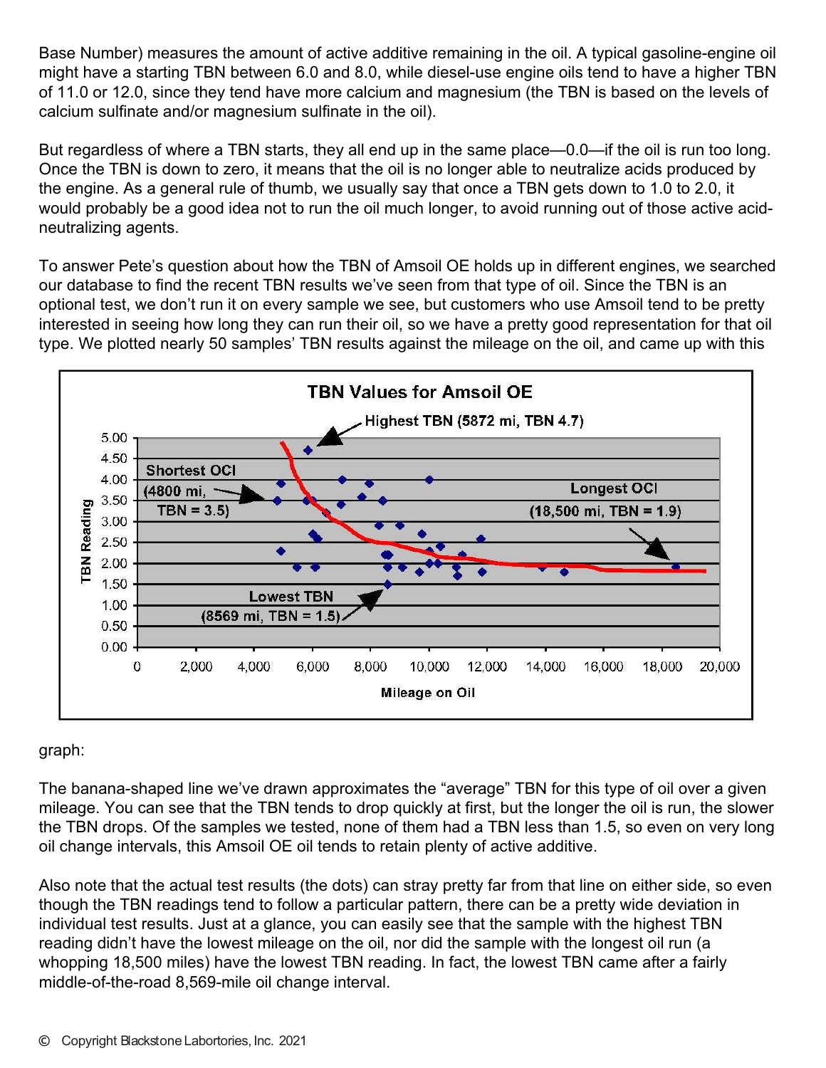Base Number) measures the amount of active additive remaining in the oil. A typical gasoline-engine oil might have a starting TBN between 6.0 and 8.0, while diesel-use engine oils tend to have a higher TBN of 11.0 or 12.0, since they tend have more calcium and magnesium (the TBN is based on the levels of calcium sulfinate and/or magnesium sulfinate in the oil).

But regardless of where a TBN starts, they all end up in the same place—0.0—if the oil is run too long. Once the TBN is down to zero, it means that the oil is no longer able to neutralize acids produced by the engine. As a general rule of thumb, we usually say that once a TBN gets down to 1.0 to 2.0, it would probably be a good idea not to run the oil much longer, to avoid running out of those active acid-neutralizing agents.

To answer Pete's question about how the TBN of Amsoil OE holds up in different engines, we searched our database to find the recent TBN results we've seen from that type of oil. Since the TBN is an optional test, we don't run it on every sample we see, but customers who use Amsoil tend to be pretty interested in seeing how long they can run their oil, so we have a pretty good representation for that oil type. We plotted nearly 50 samples' TBN results against the mileage on the oil, and came up with this graph:

The banana-shaped line we've drawn approximates the "average" TBN for this type of oil over a given mileage. You can see that the TBN tends to drop quickly at first, but the longer the oil is run, the slower the TBN drops. Of the samples we tested, none of them had a TBN less than 1.5, so even on very long oil change intervals, this Amsoil OE oil tends to retain plenty of active additive.

Also note that the actual test results (the dots) can stray pretty far from that line on either side, so even though the TBN readings tend to follow a particular pattern, there can be a pretty wide deviation in individual test results. Just at a glance, you can easily see that the sample with the highest TBN reading didn't have the lowest mileage on the oil, nor did the sample with the longest oil run (a whopping 18,500 miles) have the lowest TBN reading. In fact, the lowest TBN came after a fairly middle-of-the-road 8,569-mile oil change interval.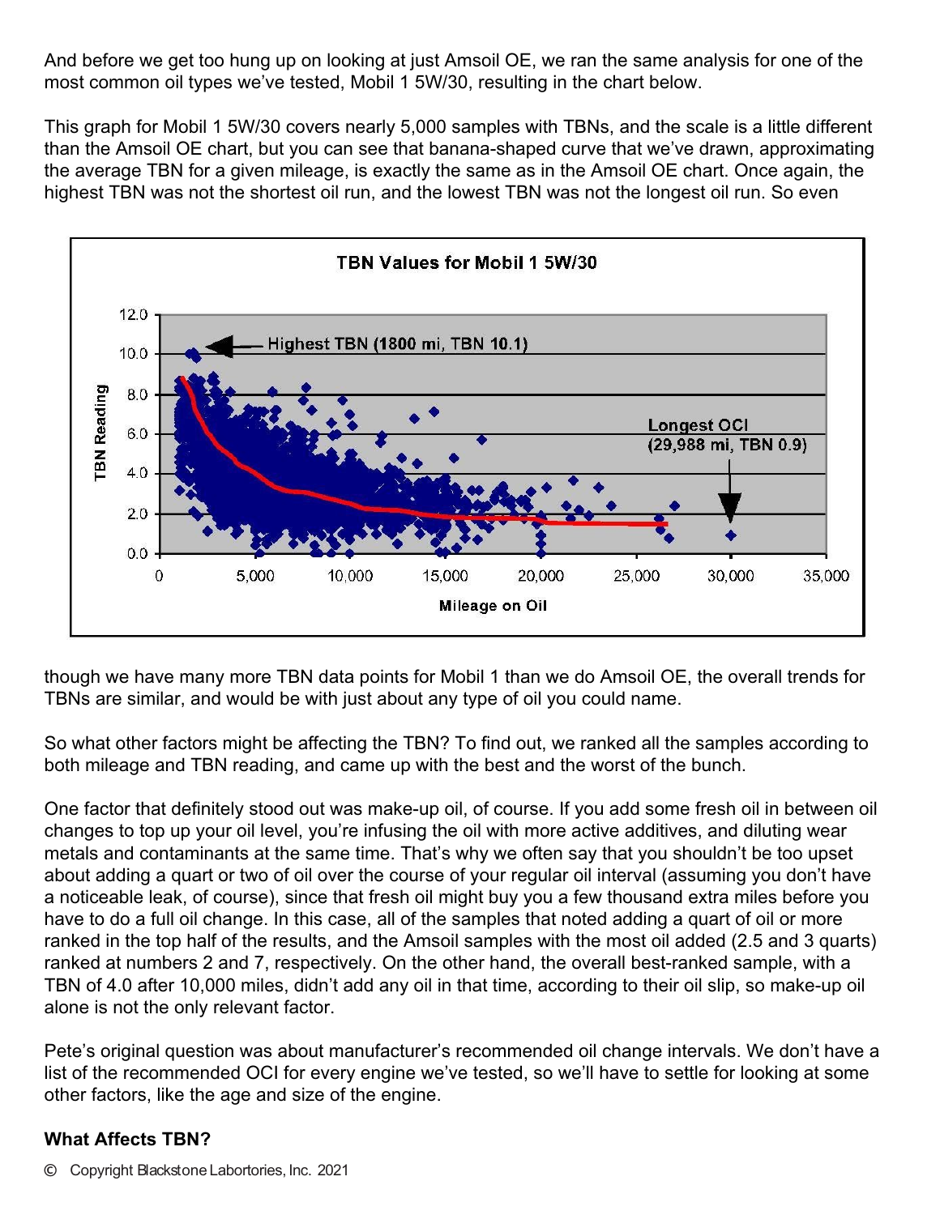And before we get too hung up on looking at just Amsoil OE, we ran the same analysis for one of the most common oil types we've tested, Mobil 1 5W/30, resulting in the chart below.

This graph for Mobil 1 5W/30 covers nearly 5,000 samples with TBNs, and the scale is a little different than the Amsoil OE chart, but you can see that banana-shaped curve that we've drawn, approximating the average TBN for a given mileage, is exactly the same as in the Amsoil OE chart. Once again, the highest TBN was not the shortest oil run, and the lowest TBN was not the longest oil run. So even though we have many more TBN data points for Mobil 1 than we do Amsoil OE, the overall trends for TBNs are similar, and would be with just about any type of oil you could name.

So what other factors might be affecting the TBN? To find out, we ranked all the samples according to both mileage and TBN reading, and came up with the best and the worst of the bunch.

One factor that definitely stood out was make-up oil, of course. If you add some fresh oil in between oil changes to top up your oil level, you're infusing the oil with more active additives, and diluting wear metals and contaminants at the same time. That's why we often say that you shouldn't be too upset about adding a quart or two of oil over the course of your regular oil interval (assuming you don't have a noticeable leak, of course), since that fresh oil might buy you a few thousand extra miles before you have to do a full oil change. In this case, all of the samples that noted adding a quart of oil or more ranked in the top half of the results, and the Amsoil samples with the most oil added (2.5 and 3 quarts) ranked at numbers 2 and 7, respectively. On the other hand, the overall best-ranked sample, with a TBN of 4.0 after 10,000 miles, didn't add any oil in that time, according to their oil slip, so make-up oil alone is not the only relevant factor.

Pete's original question was about manufacturer's recommended oil change intervals. We don't have a list of the recommended OCI for every engine we've tested, so we'll have to settle for looking at some other factors, like the age and size of the engine.

### What Affects TBN?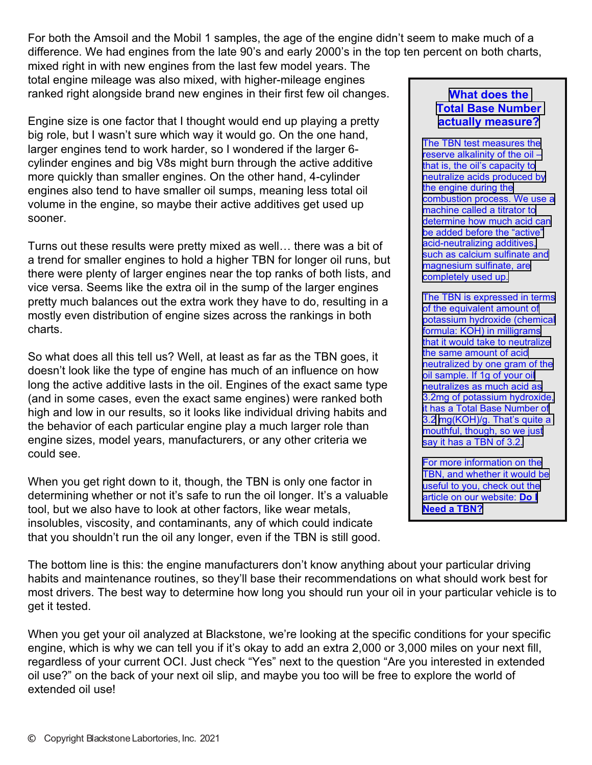For both the Amsoil and the Mobil 1 samples, the age of the engine didn't seem to make much of a difference. We had engines from the late 90's and early 2000's in the top ten percent on both charts, mixed right in with new engines from the last few model years. The total engine mileage was also mixed, with higher-mileage engines ranked right alongside brand new engines in their first few oil changes.

Engine size is one factor that I thought would end up playing a pretty big role, but I wasn't sure which way it would go. On the one hand, larger engines tend to work harder, so I wondered if the larger 6-cylinder engines and big V8s might burn through the active additive more quickly than smaller engines. On the other hand, 4-cylinder engines also tend to have smaller oil sumps, meaning less total oil volume in the engine, so maybe their active additives get used up sooner.

Turns out these results were pretty mixed as well… there was a bit of a trend for smaller engines to hold a higher TBN for longer oil runs, but there were plenty of larger engines near the top ranks of both lists, and vice versa. Seems like the extra oil in the sump of the larger engines pretty much balances out the extra work they have to do, resulting in a mostly even distribution of engine sizes across the rankings in both charts.

So what does all this tell us? Well, at least as far as the TBN goes, it doesn't look like the type of engine has much of an influence on how long the active additive lasts in the oil. Engines of the exact same type (and in some cases, even the exact same engines) were ranked both high and low in our results, so it looks like individual driving habits and the behavior of each particular engine play a much larger role than engine sizes, model years, manufacturers, or any other criteria we could see.

When you get right down to it, though, the TBN is only one factor in determining whether or not it's safe to run the oil longer. It's a valuable tool, but we also have to look at other factors, like wear metals, insolubles, viscosity, and contaminants, any of which could indicate that you shouldn't run the oil any longer, even if the TBN is still good.

> **What does the Total Base Number actually measure?**
>
> The TBN test measures the reserve alkalinity of the oil – that is, the oil's capacity to neutralize acids produced by the engine during the combustion process. We use a machine called a titrator to determine how much acid can be added before the "active" acid-neutralizing additives, such as calcium sulfate and magnesium sulfate, are completely used up.
>
> The TBN is expressed in terms of the equivalent amount of potassium hydroxide (chemical formula: KOH) in milligrams that it would take to neutralize the same amount of acid neutralized by one gram of the oil sample. If 1g of your oil neutralizes as much acid as 3.2mg of potassium hydroxide, it has a Total Base Number of 3.2 mg(KOH)/g. That's quite a mouthful, though, so we just say it has a TBN of 3.2.
>
> For more information on the TBN, and whether it would be useful to you, check out the article on our website: **Do I Need a TBN?**

The bottom line is this: the engine manufacturers don't know anything about your particular driving habits and maintenance routines, so they'll base their recommendations on what should work best for most drivers. The best way to determine how long you should run your oil in your particular vehicle is to get it tested.

When you get your oil analyzed at Blackstone, we're looking at the specific conditions for your specific engine, which is why we can tell you if it's okay to add an extra 2,000 or 3,000 miles on your next fill, regardless of your current OCI. Just check "Yes" next to the question "Are you interested in extended oil use?" on the back of your next oil slip, and maybe you too will be free to explore the world of extended oil use!

© Copyright Blackstone Labortories, Inc. 2021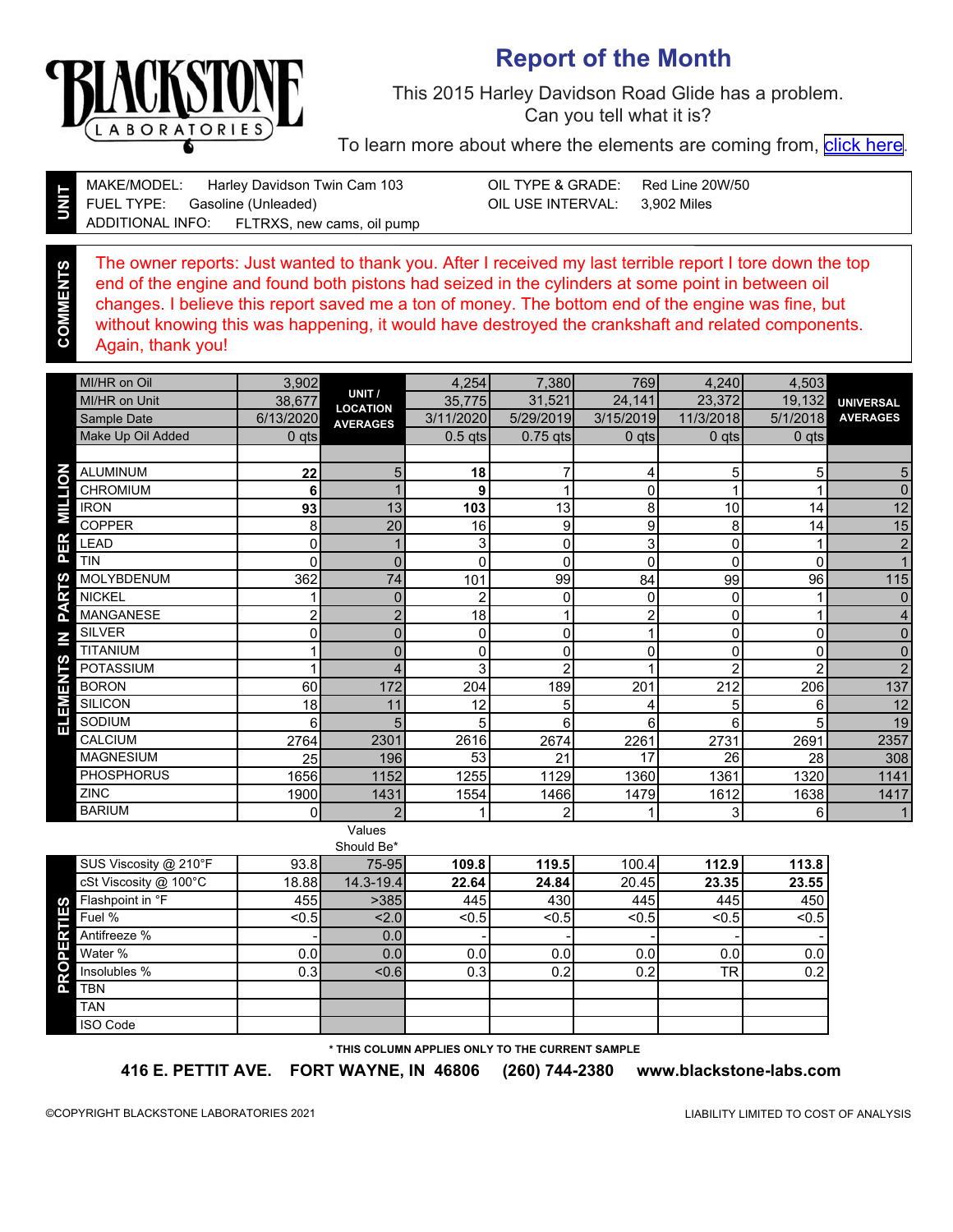# Report of the Month

This 2015 Harley Davidson Road Glide has a problem.
Can you tell what it is?

To learn more about where the elements are coming from, click here.

**BLACKSTONE LABORATORIES**

**UNIT**

MAKE/MODEL: Harley Davidson Twin Cam 103
FUEL TYPE: Gasoline (Unleaded)
ADDITIONAL INFO: FLTRXS, new cams, oil pump

OIL TYPE & GRADE: Red Line 20W/50
OIL USE INTERVAL: 3,902 Miles

**COMMENTS**

The owner reports: Just wanted to thank you. After I received my last terrible report I tore down the top end of the engine and found both pistons had seized in the cylinders at some point in between oil changes. I believe this report saved me a ton of money. The bottom end of the engine was fine, but without knowing this was happening, it would have destroyed the crankshaft and related components. Again, thank you!

| | | UNIT / LOCATION AVERAGES | | | | | | UNIVERSAL AVERAGES |
|---|---|---|---|---|---|---|---|---|
| MI/HR on Oil | 3,902 | | 4,254 | 7,380 | 769 | 4,240 | 4,503 | |
| MI/HR on Unit | 38,677 | | 35,775 | 31,521 | 24,141 | 23,372 | 19,132 | |
| Sample Date | 6/13/2020 | | 3/11/2020 | 5/29/2019 | 3/15/2019 | 11/3/2018 | 5/1/2018 | |
| Make Up Oil Added | 0 qts | | 0.5 qts | 0.75 qts | 0 qts | 0 qts | 0 qts | |

**ELEMENTS IN PARTS PER MILLION**

| Element | 6/13/2020 | Unit / Location Averages | 3/11/2020 | 5/29/2019 | 3/15/2019 | 11/3/2018 | 5/1/2018 | Universal Averages |
|---|---|---|---|---|---|---|---|---|
| ALUMINUM | **22** | 5 | **18** | 7 | 4 | 5 | 5 | 5 |
| CHROMIUM | **6** | 1 | **9** | 1 | 0 | 1 | 1 | 0 |
| IRON | **93** | 13 | **103** | 13 | 8 | 10 | 14 | 12 |
| COPPER | 8 | 20 | 16 | 9 | 9 | 8 | 14 | 15 |
| LEAD | 0 | 1 | 3 | 0 | 3 | 0 | 1 | 2 |
| TIN | 0 | 0 | 0 | 0 | 0 | 0 | 0 | 1 |
| MOLYBDENUM | 362 | 74 | 101 | 99 | 84 | 99 | 96 | 115 |
| NICKEL | 1 | 0 | 2 | 0 | 0 | 0 | 1 | 0 |
| MANGANESE | 2 | 2 | 18 | 1 | 2 | 0 | 1 | 4 |
| SILVER | 0 | 0 | 0 | 0 | 1 | 0 | 0 | 0 |
| TITANIUM | 1 | 0 | 0 | 0 | 0 | 0 | 0 | 0 |
| POTASSIUM | 1 | 4 | 3 | 2 | 1 | 2 | 2 | 2 |
| BORON | 60 | 172 | 204 | 189 | 201 | 212 | 206 | 137 |
| SILICON | 18 | 11 | 12 | 5 | 4 | 5 | 6 | 12 |
| SODIUM | 6 | 5 | 5 | 6 | 6 | 6 | 5 | 19 |
| CALCIUM | 2764 | 2301 | 2616 | 2674 | 2261 | 2731 | 2691 | 2357 |
| MAGNESIUM | 25 | 196 | 53 | 21 | 17 | 26 | 28 | 308 |
| PHOSPHORUS | 1656 | 1152 | 1255 | 1129 | 1360 | 1361 | 1320 | 1141 |
| ZINC | 1900 | 1431 | 1554 | 1466 | 1479 | 1612 | 1638 | 1417 |
| BARIUM | 0 | 2 | 1 | 2 | 1 | 3 | 6 | 1 |

**PROPERTIES**

| Property | 6/13/2020 | Values Should Be* | 3/11/2020 | 5/29/2019 | 3/15/2019 | 11/3/2018 | 5/1/2018 |
|---|---|---|---|---|---|---|---|
| SUS Viscosity @ 210°F | 93.8 | 75-95 | **109.8** | **119.5** | 100.4 | **112.9** | **113.8** |
| cSt Viscosity @ 100°C | 18.88 | 14.3-19.4 | **22.64** | **24.84** | 20.45 | **23.35** | **23.55** |
| Flashpoint in °F | 455 | >385 | 445 | 430 | 445 | 445 | 450 |
| Fuel % | <0.5 | <2.0 | <0.5 | <0.5 | <0.5 | <0.5 | <0.5 |
| Antifreeze % | - | 0.0 | - | - | - | - | - |
| Water % | 0.0 | 0.0 | 0.0 | 0.0 | 0.0 | 0.0 | 0.0 |
| Insolubles % | 0.3 | <0.6 | 0.3 | 0.2 | 0.2 | TR | 0.2 |
| TBN | | | | | | | |
| TAN | | | | | | | |
| ISO Code | | | | | | | |

\* THIS COLUMN APPLIES ONLY TO THE CURRENT SAMPLE

**416 E. PETTIT AVE. FORT WAYNE, IN 46806 (260) 744-2380 www.blackstone-labs.com**

©COPYRIGHT BLACKSTONE LABORATORIES 2021

LIABILITY LIMITED TO COST OF ANALYSIS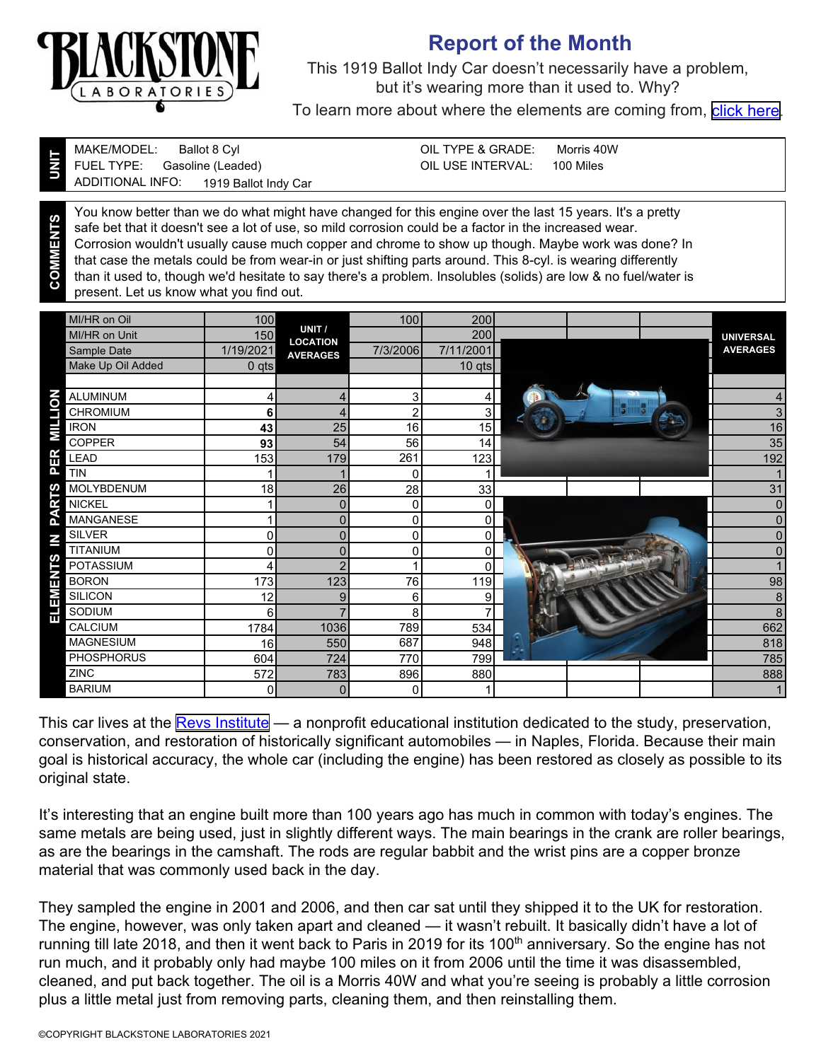# Report of the Month

This 1919 Ballot Indy Car doesn't necessarily have a problem, but it's wearing more than it used to. Why?

To learn more about where the elements are coming from, click here.

**UNIT**

MAKE/MODEL: Ballot 8 Cyl
FUEL TYPE: Gasoline (Leaded)
ADDITIONAL INFO: 1919 Ballot Indy Car
OIL TYPE & GRADE: Morris 40W
OIL USE INTERVAL: 100 Miles

**COMMENTS**

You know better than we do what might have changed for this engine over the last 15 years. It's a pretty safe bet that it doesn't see a lot of use, so mild corrosion could be a factor in the increased wear. Corrosion wouldn't usually cause much copper and chrome to show up though. Maybe work was done? In that case the metals could be from wear-in or just shifting parts around. This 8-cyl. is wearing differently than it used to, though we'd hesitate to say there's a problem. Insolubles (solids) are low & no fuel/water is present. Let us know what you find out.

| | | UNIT / LOCATION AVERAGES | | | UNIVERSAL AVERAGES |
|---|---|---|---|---|---|
| MI/HR on Oil | 100 | | 100 | 200 | |
| MI/HR on Unit | 150 | | | 200 | |
| Sample Date | 1/19/2021 | | 7/3/2006 | 7/11/2001 | |
| Make Up Oil Added | 0 qts | | | 10 qts | |
| **ELEMENTS IN PARTS PER MILLION** | | | | | |
| ALUMINUM | 4 | 4 | 3 | 4 | 4 |
| CHROMIUM | **6** | 4 | 2 | 3 | 3 |
| IRON | **43** | 25 | 16 | 15 | 16 |
| COPPER | **93** | 54 | 56 | 14 | 35 |
| LEAD | 153 | 179 | 261 | 123 | 192 |
| TIN | 1 | 1 | 0 | 1 | 1 |
| MOLYBDENUM | 18 | 26 | 28 | 33 | 31 |
| NICKEL | 1 | 0 | 0 | 0 | 0 |
| MANGANESE | 1 | 0 | 0 | 0 | 0 |
| SILVER | 0 | 0 | 0 | 0 | 0 |
| TITANIUM | 0 | 0 | 0 | 0 | 0 |
| POTASSIUM | 4 | 2 | 1 | 0 | 1 |
| BORON | 173 | 123 | 76 | 119 | 98 |
| SILICON | 12 | 9 | 6 | 9 | 8 |
| SODIUM | 6 | 7 | 8 | 7 | 8 |
| CALCIUM | 1784 | 1036 | 789 | 534 | 662 |
| MAGNESIUM | 16 | 550 | 687 | 948 | 818 |
| PHOSPHORUS | 604 | 724 | 770 | 799 | 785 |
| ZINC | 572 | 783 | 896 | 880 | 888 |
| BARIUM | 0 | 0 | 0 | 1 | 1 |

This car lives at the Revs Institute — a nonprofit educational institution dedicated to the study, preservation, conservation, and restoration of historically significant automobiles — in Naples, Florida. Because their main goal is historical accuracy, the whole car (including the engine) has been restored as closely as possible to its original state.

It's interesting that an engine built more than 100 years ago has much in common with today's engines. The same metals are being used, just in slightly different ways. The main bearings in the crank are roller bearings, as are the bearings in the camshaft. The rods are regular babbit and the wrist pins are a copper bronze material that was commonly used back in the day.

They sampled the engine in 2001 and 2006, and then car sat until they shipped it to the UK for restoration. The engine, however, was only taken apart and cleaned — it wasn't rebuilt. It basically didn't have a lot of running till late 2018, and then it went back to Paris in 2019 for its 100th anniversary. So the engine has not run much, and it probably only had maybe 100 miles on it from 2006 until the time it was disassembled, cleaned, and put back together. The oil is a Morris 40W and what you're seeing is probably a little corrosion plus a little metal just from removing parts, cleaning them, and then reinstalling them.

©COPYRIGHT BLACKSTONE LABORATORIES 2021